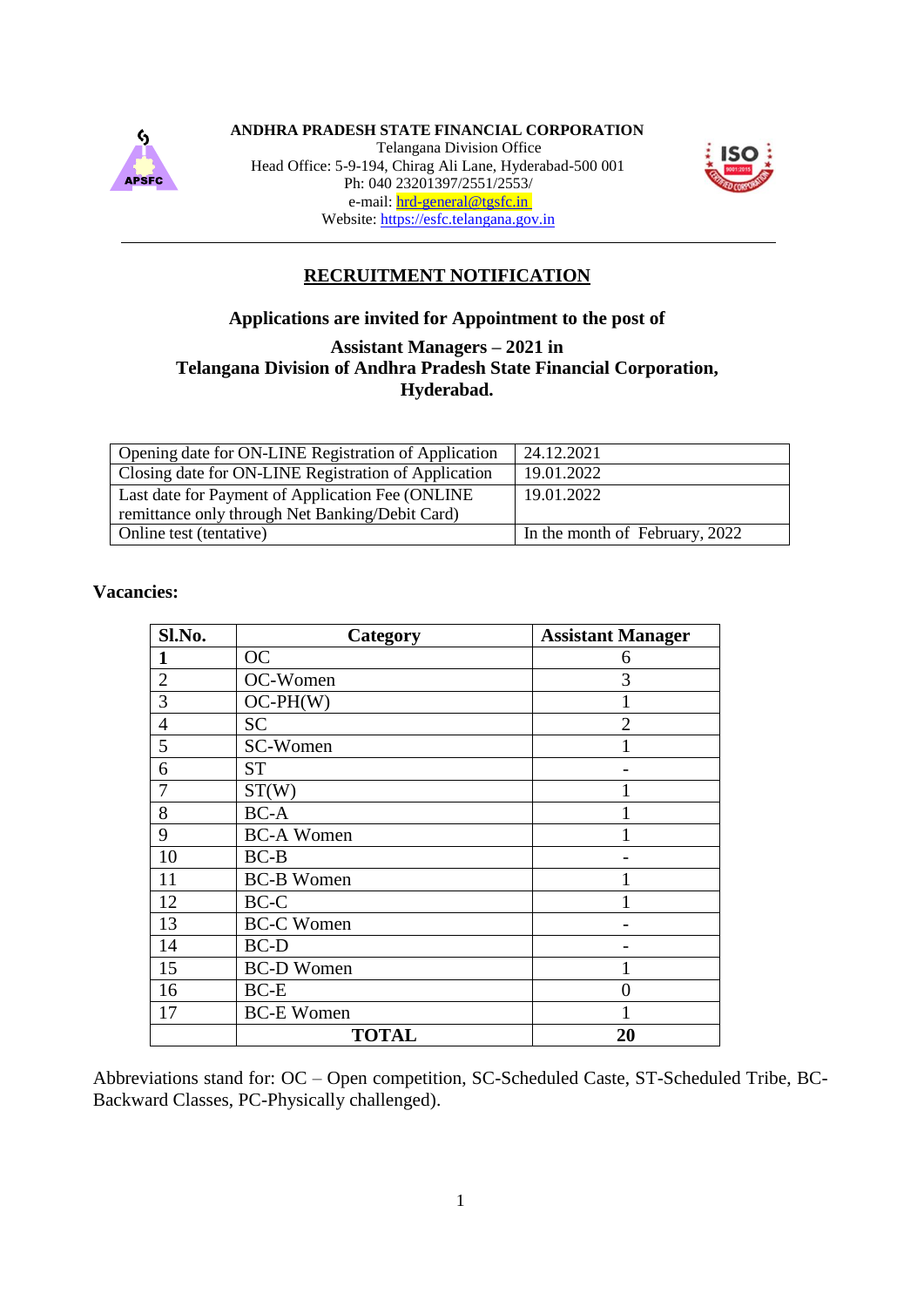**ANDHRA PRADESH STATE FINANCIAL CORPORATION**
Telangana Division Office
Head Office: 5-9-194, Chirag Ali Lane, Hyderabad-500 001
Ph: 040 23201397/2551/2553/
e-mail: hrd-general@tgsfc.in
Website: https://esfc.telangana.gov.in

---

## RECRUITMENT NOTIFICATION

### Applications are invited for Appointment to the post of

### Assistant Managers – 2021 in Telangana Division of Andhra Pradesh State Financial Corporation, Hyderabad.

| | |
|---|---|
| Opening date for ON-LINE Registration of Application | 24.12.2021 |
| Closing date for ON-LINE Registration of Application | 19.01.2022 |
| Last date for Payment of Application Fee (ONLINE remittance only through Net Banking/Debit Card) | 19.01.2022 |
| Online test (tentative) | In the month of February, 2022 |

**Vacancies:**

| Sl.No. | Category | Assistant Manager |
|---|---|---|
| **1** | OC | 6 |
| 2 | OC-Women | 3 |
| 3 | OC-PH(W) | 1 |
| 4 | SC | 2 |
| 5 | SC-Women | 1 |
| 6 | ST | - |
| 7 | ST(W) | 1 |
| 8 | BC-A | 1 |
| 9 | BC-A Women | 1 |
| 10 | BC-B | - |
| 11 | BC-B Women | 1 |
| 12 | BC-C | 1 |
| 13 | BC-C Women | - |
| 14 | BC-D | - |
| 15 | BC-D Women | 1 |
| 16 | BC-E | 0 |
| 17 | BC-E Women | 1 |
| | **TOTAL** | **20** |

Abbreviations stand for: OC – Open competition, SC-Scheduled Caste, ST-Scheduled Tribe, BC-Backward Classes, PC-Physically challenged).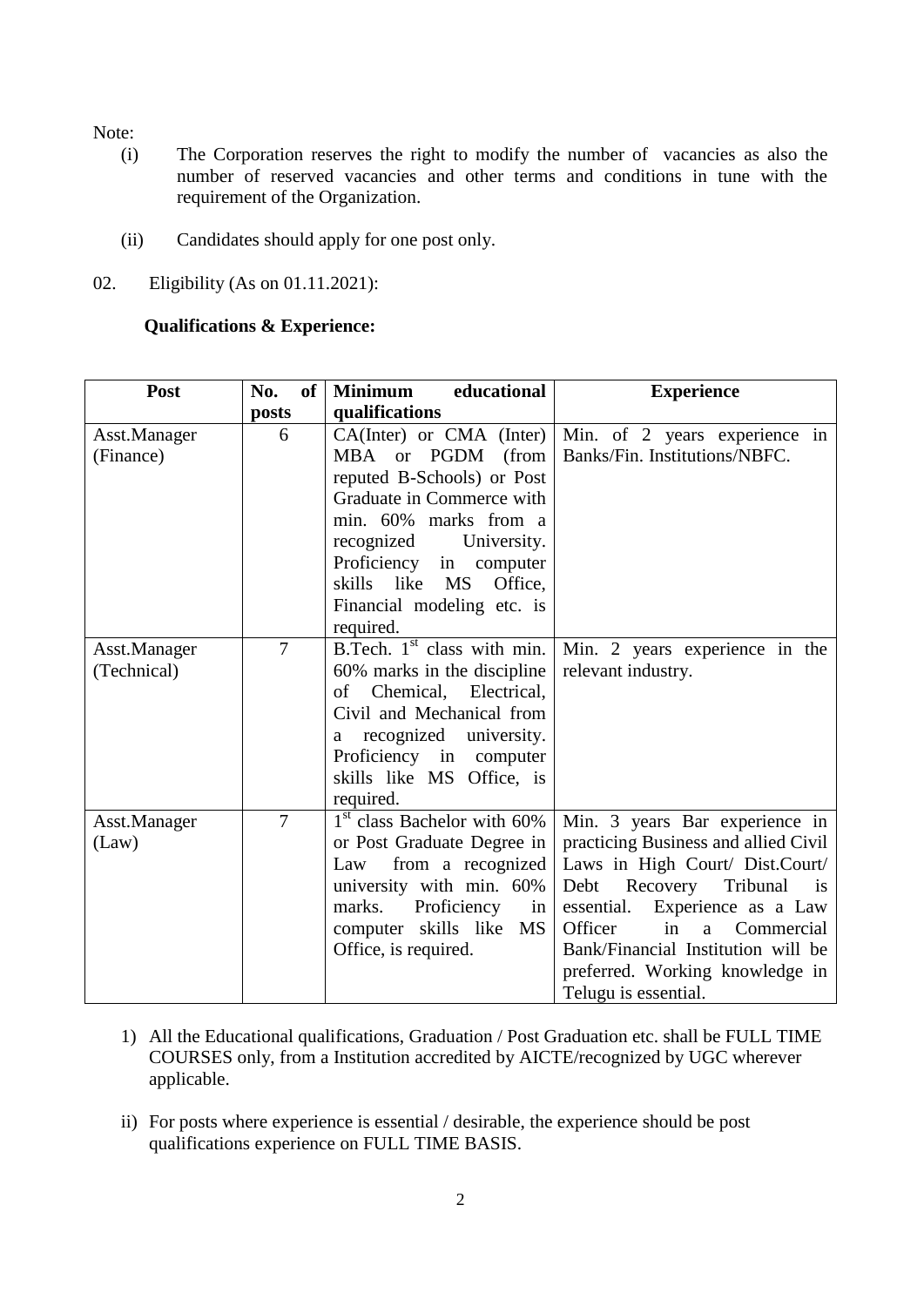Note:

- (i) The Corporation reserves the right to modify the number of vacancies as also the number of reserved vacancies and other terms and conditions in tune with the requirement of the Organization.
- (ii) Candidates should apply for one post only.

02. Eligibility (As on 01.11.2021):

**Qualifications & Experience:**

| Post | No. of posts | Minimum educational qualifications | Experience |
|---|---|---|---|
| Asst.Manager (Finance) | 6 | CA(Inter) or CMA (Inter) MBA or PGDM (from reputed B-Schools) or Post Graduate in Commerce with min. 60% marks from a recognized University. Proficiency in computer skills like MS Office, Financial modeling etc. is required. | Min. of 2 years experience in Banks/Fin. Institutions/NBFC. |
| Asst.Manager (Technical) | 7 | B.Tech. 1st class with min. 60% marks in the discipline of Chemical, Electrical, Civil and Mechanical from a recognized university. Proficiency in computer skills like MS Office, is required. | Min. 2 years experience in the relevant industry. |
| Asst.Manager (Law) | 7 | 1st class Bachelor with 60% or Post Graduate Degree in Law from a recognized university with min. 60% marks. Proficiency in computer skills like MS Office, is required. | Min. 3 years Bar experience in practicing Business and allied Civil Laws in High Court/ Dist.Court/ Debt Recovery Tribunal is essential. Experience as a Law Officer in a Commercial Bank/Financial Institution will be preferred. Working knowledge in Telugu is essential. |

1) All the Educational qualifications, Graduation / Post Graduation etc. shall be FULL TIME COURSES only, from a Institution accredited by AICTE/recognized by UGC wherever applicable.

ii) For posts where experience is essential / desirable, the experience should be post qualifications experience on FULL TIME BASIS.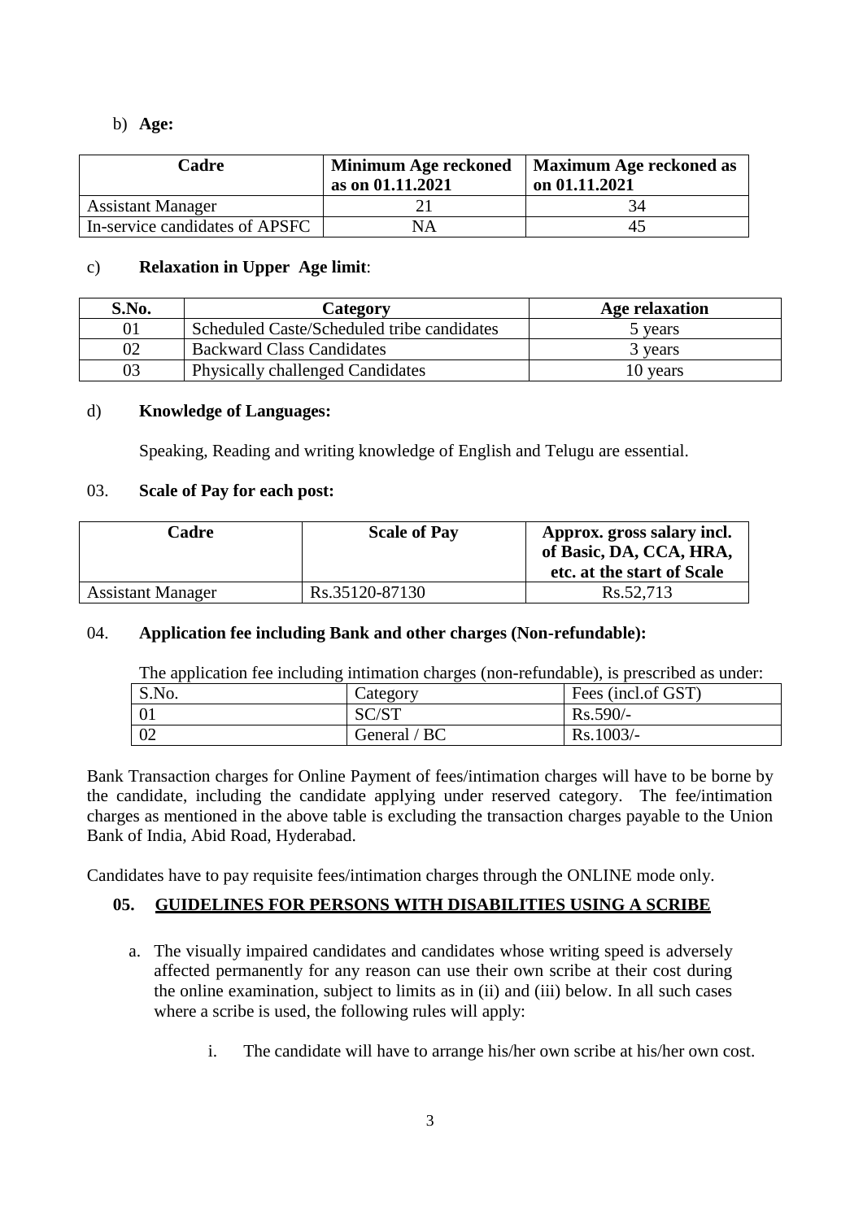b) **Age:**

| Cadre | Minimum Age reckoned as on 01.11.2021 | Maximum Age reckoned as on 01.11.2021 |
|---|---|---|
| Assistant Manager | 21 | 34 |
| In-service candidates of APSFC | NA | 45 |

c) **Relaxation in Upper Age limit**:

| S.No. | Category | Age relaxation |
|---|---|---|
| 01 | Scheduled Caste/Scheduled tribe candidates | 5 years |
| 02 | Backward Class Candidates | 3 years |
| 03 | Physically challenged Candidates | 10 years |

d) **Knowledge of Languages:**

Speaking, Reading and writing knowledge of English and Telugu are essential.

03. **Scale of Pay for each post:**

| Cadre | Scale of Pay | Approx. gross salary incl. of Basic, DA, CCA, HRA, etc. at the start of Scale |
|---|---|---|
| Assistant Manager | Rs.35120-87130 | Rs.52,713 |

04. **Application fee including Bank and other charges (Non-refundable):**

The application fee including intimation charges (non-refundable), is prescribed as under:

| S.No. | Category | Fees (incl.of GST) |
|---|---|---|
| 01 | SC/ST | Rs.590/- |
| 02 | General / BC | Rs.1003/- |

Bank Transaction charges for Online Payment of fees/intimation charges will have to be borne by the candidate, including the candidate applying under reserved category. The fee/intimation charges as mentioned in the above table is excluding the transaction charges payable to the Union Bank of India, Abid Road, Hyderabad.

Candidates have to pay requisite fees/intimation charges through the ONLINE mode only.

**05. GUIDELINES FOR PERSONS WITH DISABILITIES USING A SCRIBE**

a. The visually impaired candidates and candidates whose writing speed is adversely affected permanently for any reason can use their own scribe at their cost during the online examination, subject to limits as in (ii) and (iii) below. In all such cases where a scribe is used, the following rules will apply:

   i. The candidate will have to arrange his/her own scribe at his/her own cost.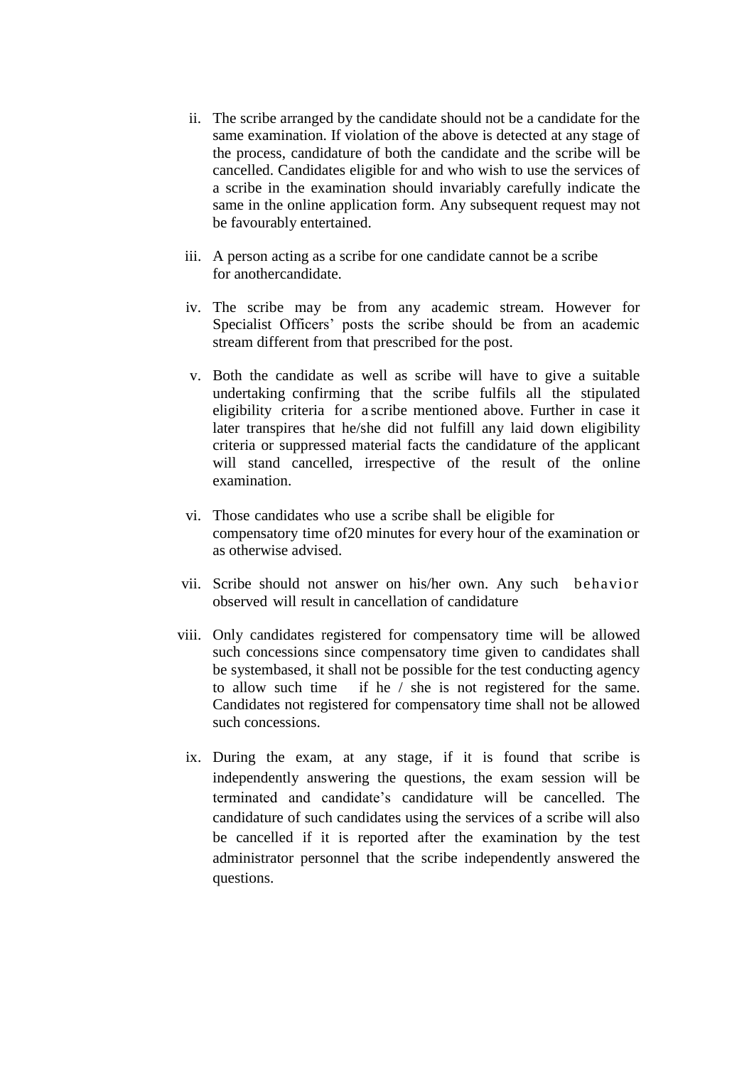ii. The scribe arranged by the candidate should not be a candidate for the same examination. If violation of the above is detected at any stage of the process, candidature of both the candidate and the scribe will be cancelled. Candidates eligible for and who wish to use the services of a scribe in the examination should invariably carefully indicate the same in the online application form. Any subsequent request may not be favourably entertained.

iii. A person acting as a scribe for one candidate cannot be a scribe for anothercandidate.

iv. The scribe may be from any academic stream. However for Specialist Officers' posts the scribe should be from an academic stream different from that prescribed for the post.

v. Both the candidate as well as scribe will have to give a suitable undertaking confirming that the scribe fulfils all the stipulated eligibility criteria for a scribe mentioned above. Further in case it later transpires that he/she did not fulfill any laid down eligibility criteria or suppressed material facts the candidature of the applicant will stand cancelled, irrespective of the result of the online examination.

vi. Those candidates who use a scribe shall be eligible for compensatory time of20 minutes for every hour of the examination or as otherwise advised.

vii. Scribe should not answer on his/her own. Any such behavior observed will result in cancellation of candidature

viii. Only candidates registered for compensatory time will be allowed such concessions since compensatory time given to candidates shall be systembased, it shall not be possible for the test conducting agency to allow such time if he / she is not registered for the same. Candidates not registered for compensatory time shall not be allowed such concessions.

ix. During the exam, at any stage, if it is found that scribe is independently answering the questions, the exam session will be terminated and candidate's candidature will be cancelled. The candidature of such candidates using the services of a scribe will also be cancelled if it is reported after the examination by the test administrator personnel that the scribe independently answered the questions.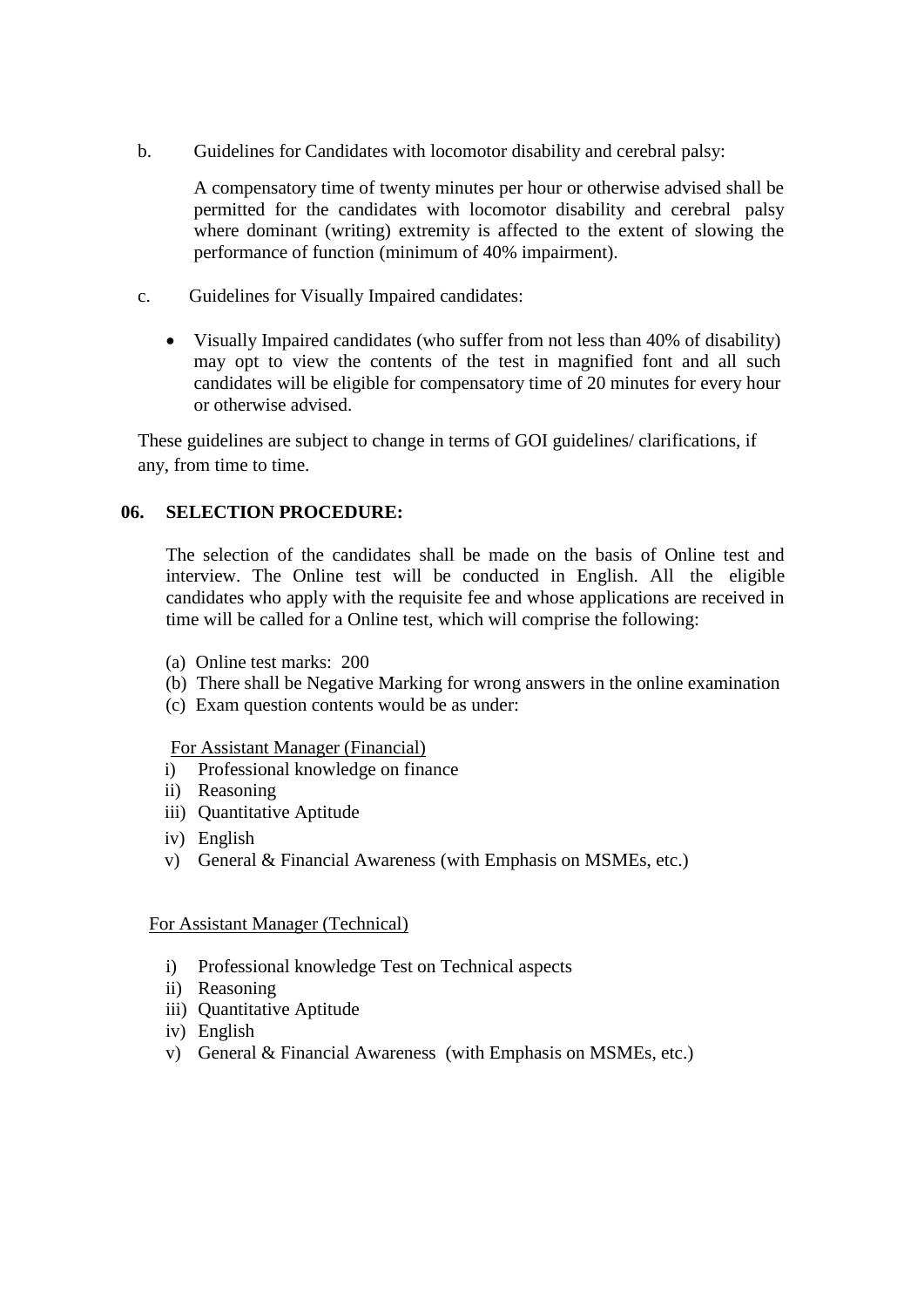b. Guidelines for Candidates with locomotor disability and cerebral palsy:

A compensatory time of twenty minutes per hour or otherwise advised shall be permitted for the candidates with locomotor disability and cerebral palsy where dominant (writing) extremity is affected to the extent of slowing the performance of function (minimum of 40% impairment).

c. Guidelines for Visually Impaired candidates:

- Visually Impaired candidates (who suffer from not less than 40% of disability) may opt to view the contents of the test in magnified font and all such candidates will be eligible for compensatory time of 20 minutes for every hour or otherwise advised.

These guidelines are subject to change in terms of GOI guidelines/ clarifications, if any, from time to time.

## 06. SELECTION PROCEDURE:

The selection of the candidates shall be made on the basis of Online test and interview. The Online test will be conducted in English. All the eligible candidates who apply with the requisite fee and whose applications are received in time will be called for a Online test, which will comprise the following:

(a) Online test marks: 200
(b) There shall be Negative Marking for wrong answers in the online examination
(c) Exam question contents would be as under:

For Assistant Manager (Financial)

i) Professional knowledge on finance
ii) Reasoning
iii) Quantitative Aptitude
iv) English
v) General & Financial Awareness (with Emphasis on MSMEs, etc.)

For Assistant Manager (Technical)

i) Professional knowledge Test on Technical aspects
ii) Reasoning
iii) Quantitative Aptitude
iv) English
v) General & Financial Awareness (with Emphasis on MSMEs, etc.)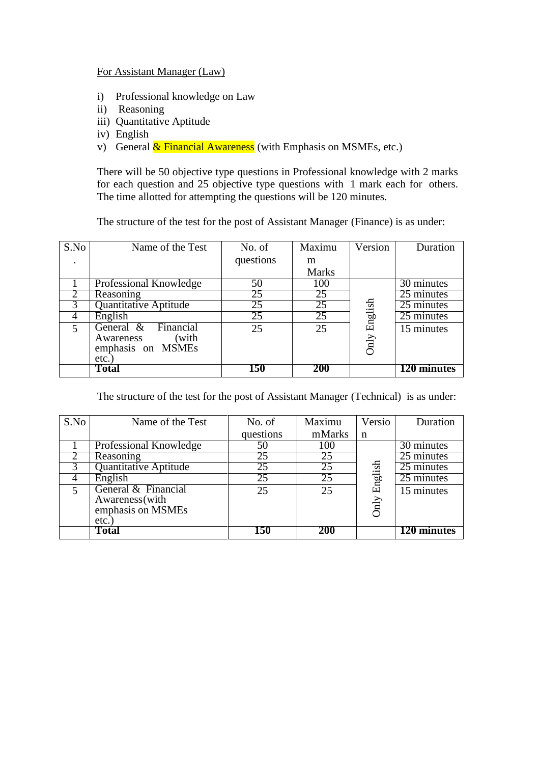For Assistant Manager (Law)

i) Professional knowledge on Law
ii) Reasoning
iii) Quantitative Aptitude
iv) English
v) General & Financial Awareness (with Emphasis on MSMEs, etc.)

There will be 50 objective type questions in Professional knowledge with 2 marks for each question and 25 objective type questions with 1 mark each for others. The time allotted for attempting the questions will be 120 minutes.

The structure of the test for the post of Assistant Manager (Finance) is as under:

| S.No. | Name of the Test | No. of questions | Maximum Marks | Version | Duration |
|---|---|---|---|---|---|
| 1 | Professional Knowledge | 50 | 100 | Only English | 30 minutes |
| 2 | Reasoning | 25 | 25 | | 25 minutes |
| 3 | Quantitative Aptitude | 25 | 25 | | 25 minutes |
| 4 | English | 25 | 25 | | 25 minutes |
| 5 | General & Financial Awareness (with emphasis on MSMEs etc.) | 25 | 25 | | 15 minutes |
| | **Total** | **150** | **200** | | **120 minutes** |

The structure of the test for the post of Assistant Manager (Technical) is as under:

| S.No | Name of the Test | No. of questions | Maximum Marks | Version | Duration |
|---|---|---|---|---|---|
| 1 | Professional Knowledge | 50 | 100 | Only English | 30 minutes |
| 2 | Reasoning | 25 | 25 | | 25 minutes |
| 3 | Quantitative Aptitude | 25 | 25 | | 25 minutes |
| 4 | English | 25 | 25 | | 25 minutes |
| 5 | General & Financial Awareness(with emphasis on MSMEs etc.) | 25 | 25 | | 15 minutes |
| | **Total** | **150** | **200** | | **120 minutes** |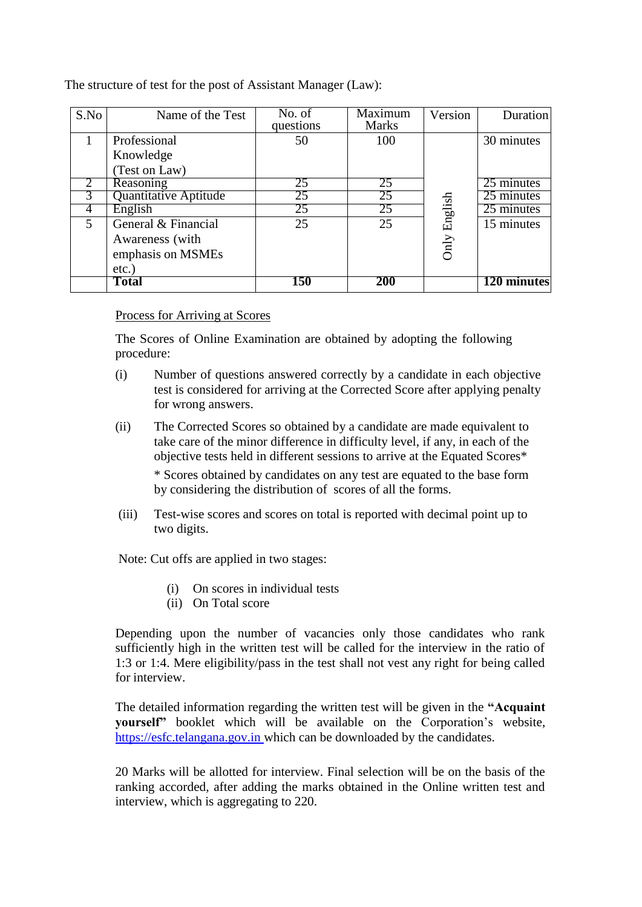The structure of test for the post of Assistant Manager (Law):

| S.No | Name of the Test | No. of questions | Maximum Marks | Version | Duration |
|---|---|---|---|---|---|
| 1 | Professional Knowledge (Test on Law) | 50 | 100 | Only English | 30 minutes |
| 2 | Reasoning | 25 | 25 | | 25 minutes |
| 3 | Quantitative Aptitude | 25 | 25 | | 25 minutes |
| 4 | English | 25 | 25 | | 25 minutes |
| 5 | General & Financial Awareness (with emphasis on MSMEs etc.) | 25 | 25 | | 15 minutes |
| | **Total** | **150** | **200** | | **120 minutes** |

Process for Arriving at Scores

The Scores of Online Examination are obtained by adopting the following procedure:

(i) Number of questions answered correctly by a candidate in each objective test is considered for arriving at the Corrected Score after applying penalty for wrong answers.

(ii) The Corrected Scores so obtained by a candidate are made equivalent to take care of the minor difference in difficulty level, if any, in each of the objective tests held in different sessions to arrive at the Equated Scores*

\* Scores obtained by candidates on any test are equated to the base form by considering the distribution of scores of all the forms.

(iii) Test-wise scores and scores on total is reported with decimal point up to two digits.

Note: Cut offs are applied in two stages:

(i) On scores in individual tests
(ii) On Total score

Depending upon the number of vacancies only those candidates who rank sufficiently high in the written test will be called for the interview in the ratio of 1:3 or 1:4. Mere eligibility/pass in the test shall not vest any right for being called for interview.

The detailed information regarding the written test will be given in the **"Acquaint yourself"** booklet which will be available on the Corporation's website, https://esfc.telangana.gov.in which can be downloaded by the candidates.

20 Marks will be allotted for interview. Final selection will be on the basis of the ranking accorded, after adding the marks obtained in the Online written test and interview, which is aggregating to 220.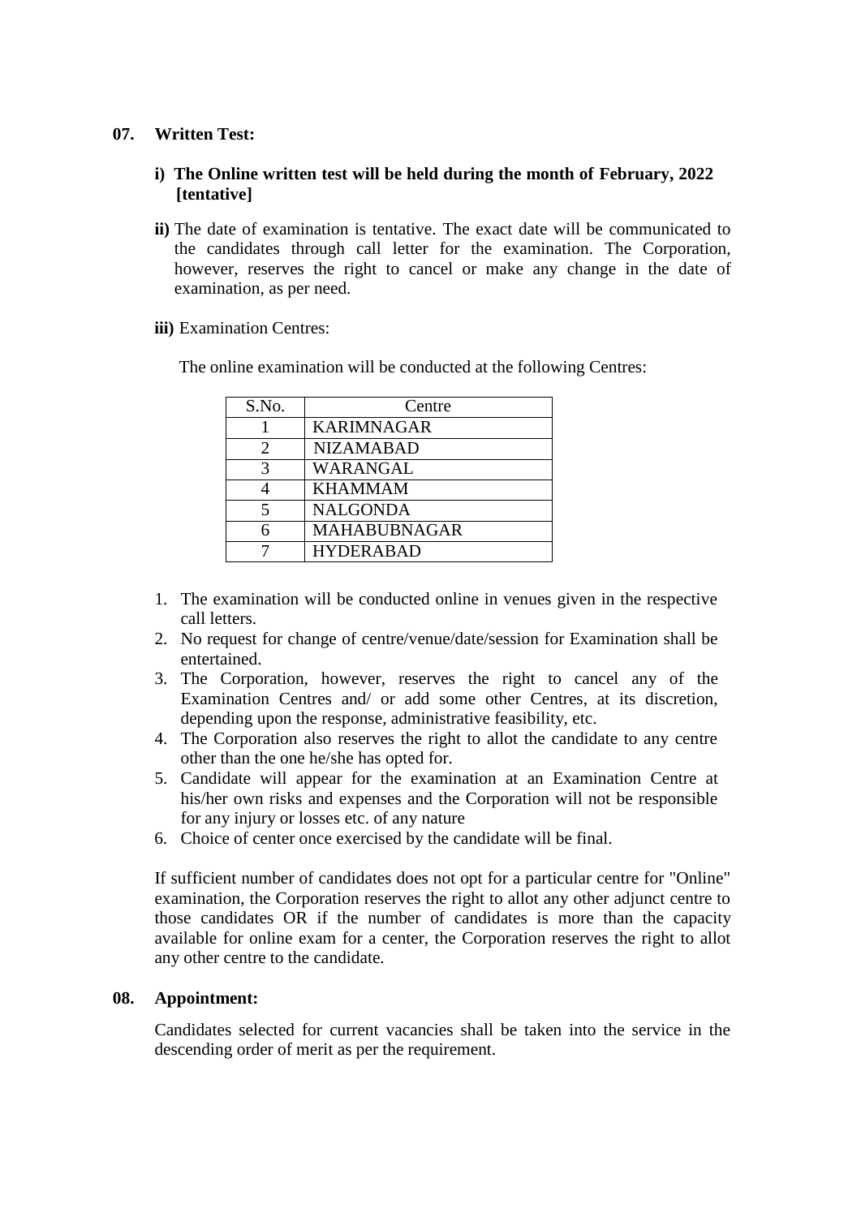**07. Written Test:**

**i) The Online written test will be held during the month of February, 2022 [tentative]**

**ii)** The date of examination is tentative. The exact date will be communicated to the candidates through call letter for the examination. The Corporation, however, reserves the right to cancel or make any change in the date of examination, as per need.

**iii)** Examination Centres:

The online examination will be conducted at the following Centres:

| S.No. | Centre |
|---|---|
| 1 | KARIMNAGAR |
| 2 | NIZAMABAD |
| 3 | WARANGAL |
| 4 | KHAMMAM |
| 5 | NALGONDA |
| 6 | MAHABUBNAGAR |
| 7 | HYDERABAD |

1. The examination will be conducted online in venues given in the respective call letters.
2. No request for change of centre/venue/date/session for Examination shall be entertained.
3. The Corporation, however, reserves the right to cancel any of the Examination Centres and/ or add some other Centres, at its discretion, depending upon the response, administrative feasibility, etc.
4. The Corporation also reserves the right to allot the candidate to any centre other than the one he/she has opted for.
5. Candidate will appear for the examination at an Examination Centre at his/her own risks and expenses and the Corporation will not be responsible for any injury or losses etc. of any nature
6. Choice of center once exercised by the candidate will be final.

If sufficient number of candidates does not opt for a particular centre for "Online" examination, the Corporation reserves the right to allot any other adjunct centre to those candidates OR if the number of candidates is more than the capacity available for online exam for a center, the Corporation reserves the right to allot any other centre to the candidate.

**08. Appointment:**

Candidates selected for current vacancies shall be taken into the service in the descending order of merit as per the requirement.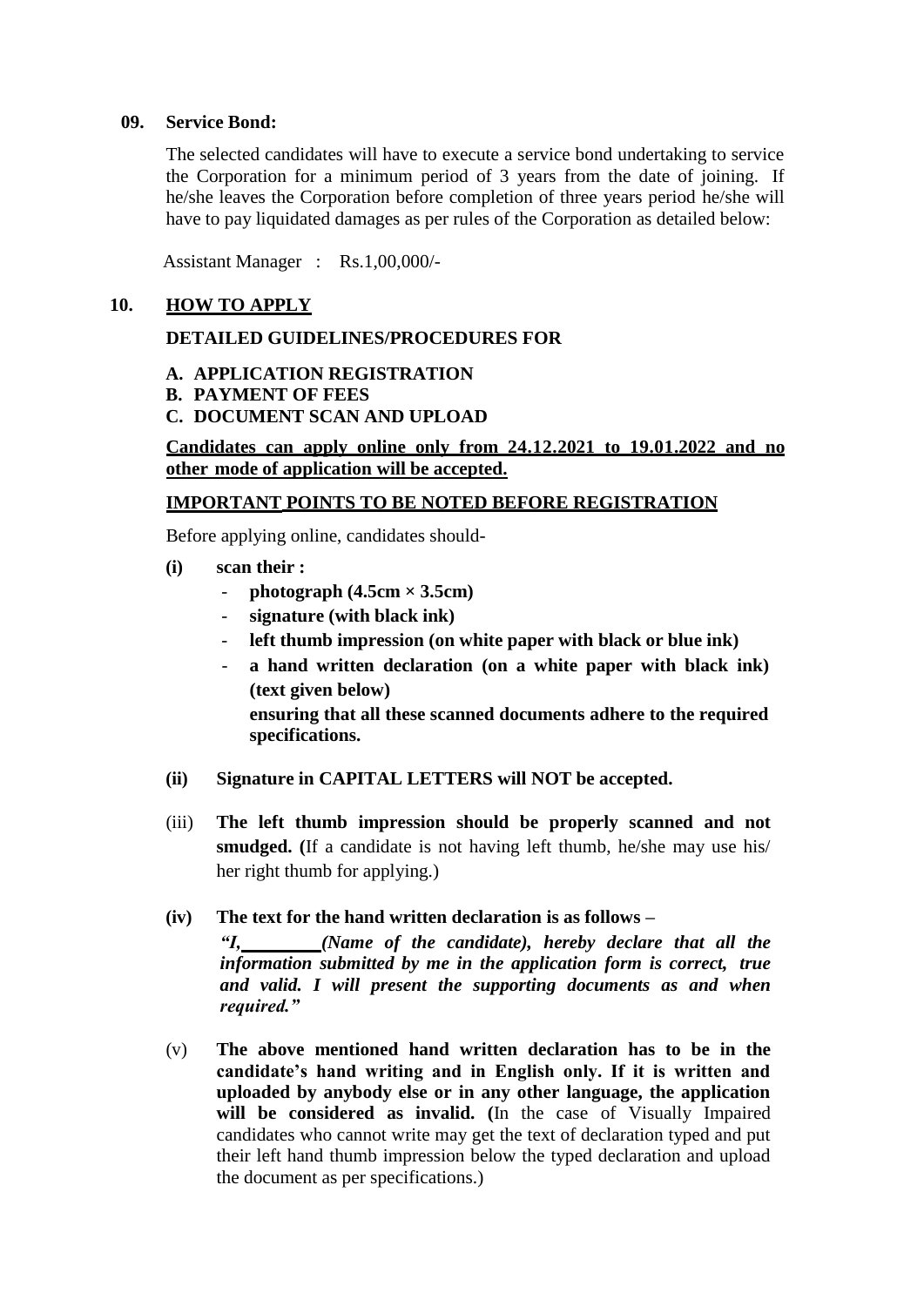**09. Service Bond:**

The selected candidates will have to execute a service bond undertaking to service the Corporation for a minimum period of 3 years from the date of joining. If he/she leaves the Corporation before completion of three years period he/she will have to pay liquidated damages as per rules of the Corporation as detailed below:

Assistant Manager : Rs.1,00,000/-

**10. <u>HOW TO APPLY</u>**

**DETAILED GUIDELINES/PROCEDURES FOR**

**A. APPLICATION REGISTRATION**
**B. PAYMENT OF FEES**
**C. DOCUMENT SCAN AND UPLOAD**

**<u>Candidates can apply online only from 24.12.2021 to 19.01.2022 and no other mode of application will be accepted.</u>**

**<u>IMPORTANT POINTS TO BE NOTED BEFORE REGISTRATION</u>**

Before applying online, candidates should-

**(i) scan their :**
- **photograph (4.5cm × 3.5cm)**
- **signature (with black ink)**
- **left thumb impression (on white paper with black or blue ink)**
- **a hand written declaration (on a white paper with black ink) (text given below)**

**ensuring that all these scanned documents adhere to the required specifications.**

**(ii) Signature in CAPITAL LETTERS will NOT be accepted.**

(iii) **The left thumb impression should be properly scanned and not smudged. (**If a candidate is not having left thumb, he/she may use his/ her right thumb for applying.)

**(iv) The text for the hand written declaration is as follows –**

***"I,_________(Name of the candidate), hereby declare that all the information submitted by me in the application form is correct, true and valid. I will present the supporting documents as and when required."***

(v) **The above mentioned hand written declaration has to be in the candidate's hand writing and in English only. If it is written and uploaded by anybody else or in any other language, the application will be considered as invalid. (**In the case of Visually Impaired candidates who cannot write may get the text of declaration typed and put their left hand thumb impression below the typed declaration and upload the document as per specifications.)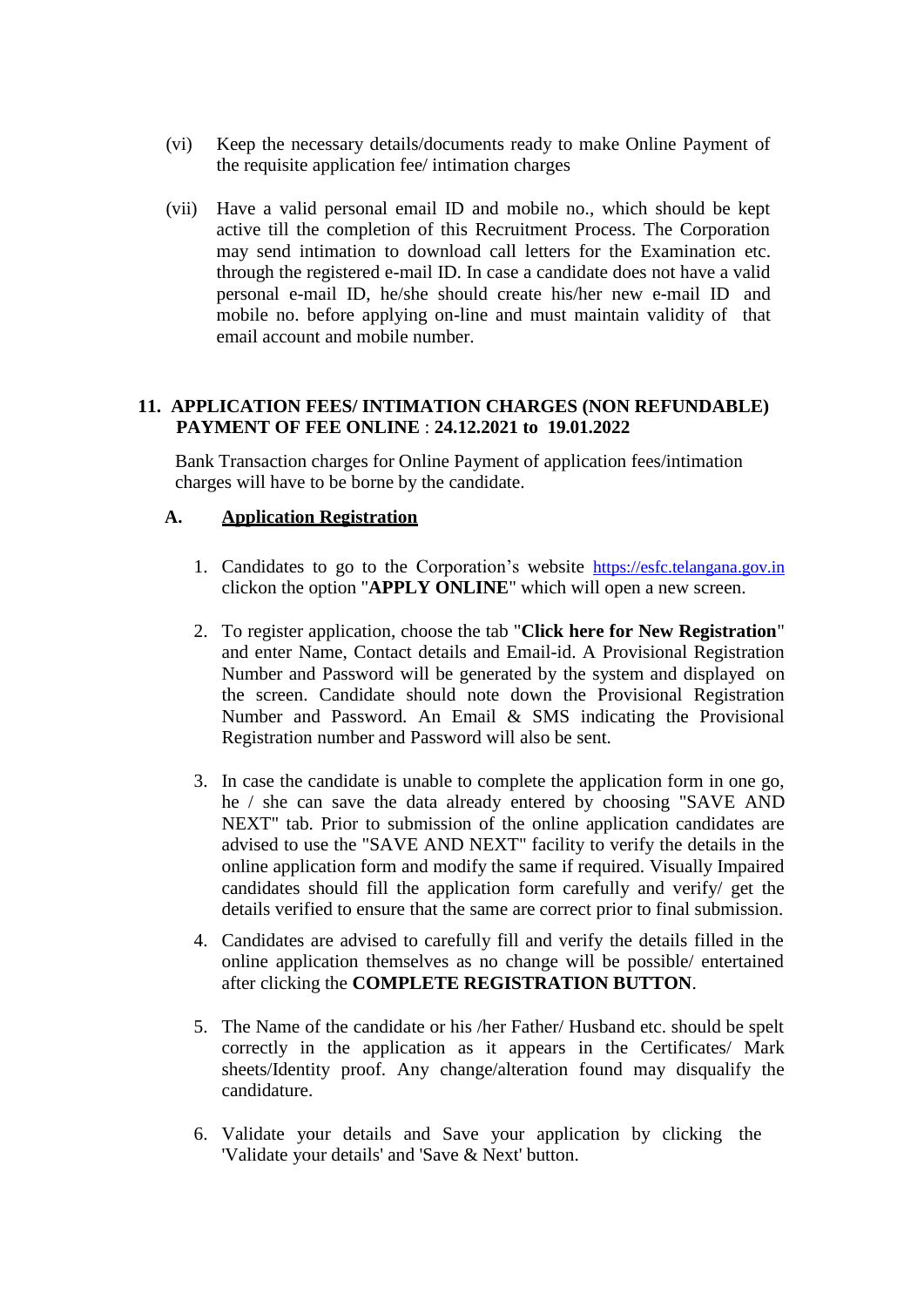(vi) Keep the necessary details/documents ready to make Online Payment of the requisite application fee/ intimation charges

(vii) Have a valid personal email ID and mobile no., which should be kept active till the completion of this Recruitment Process. The Corporation may send intimation to download call letters for the Examination etc. through the registered e-mail ID. In case a candidate does not have a valid personal e-mail ID, he/she should create his/her new e-mail ID and mobile no. before applying on-line and must maintain validity of that email account and mobile number.

## 11. APPLICATION FEES/ INTIMATION CHARGES (NON REFUNDABLE) PAYMENT OF FEE ONLINE : 24.12.2021 to 19.01.2022

Bank Transaction charges for Online Payment of application fees/intimation charges will have to be borne by the candidate.

### A. Application Registration

1. Candidates to go to the Corporation's website https://esfc.telangana.gov.in clickon the option "**APPLY ONLINE**" which will open a new screen.

2. To register application, choose the tab "**Click here for New Registration**" and enter Name, Contact details and Email-id. A Provisional Registration Number and Password will be generated by the system and displayed on the screen. Candidate should note down the Provisional Registration Number and Password. An Email & SMS indicating the Provisional Registration number and Password will also be sent.

3. In case the candidate is unable to complete the application form in one go, he / she can save the data already entered by choosing "SAVE AND NEXT" tab. Prior to submission of the online application candidates are advised to use the "SAVE AND NEXT" facility to verify the details in the online application form and modify the same if required. Visually Impaired candidates should fill the application form carefully and verify/ get the details verified to ensure that the same are correct prior to final submission.

4. Candidates are advised to carefully fill and verify the details filled in the online application themselves as no change will be possible/ entertained after clicking the **COMPLETE REGISTRATION BUTTON**.

5. The Name of the candidate or his /her Father/ Husband etc. should be spelt correctly in the application as it appears in the Certificates/ Mark sheets/Identity proof. Any change/alteration found may disqualify the candidature.

6. Validate your details and Save your application by clicking the 'Validate your details' and 'Save & Next' button.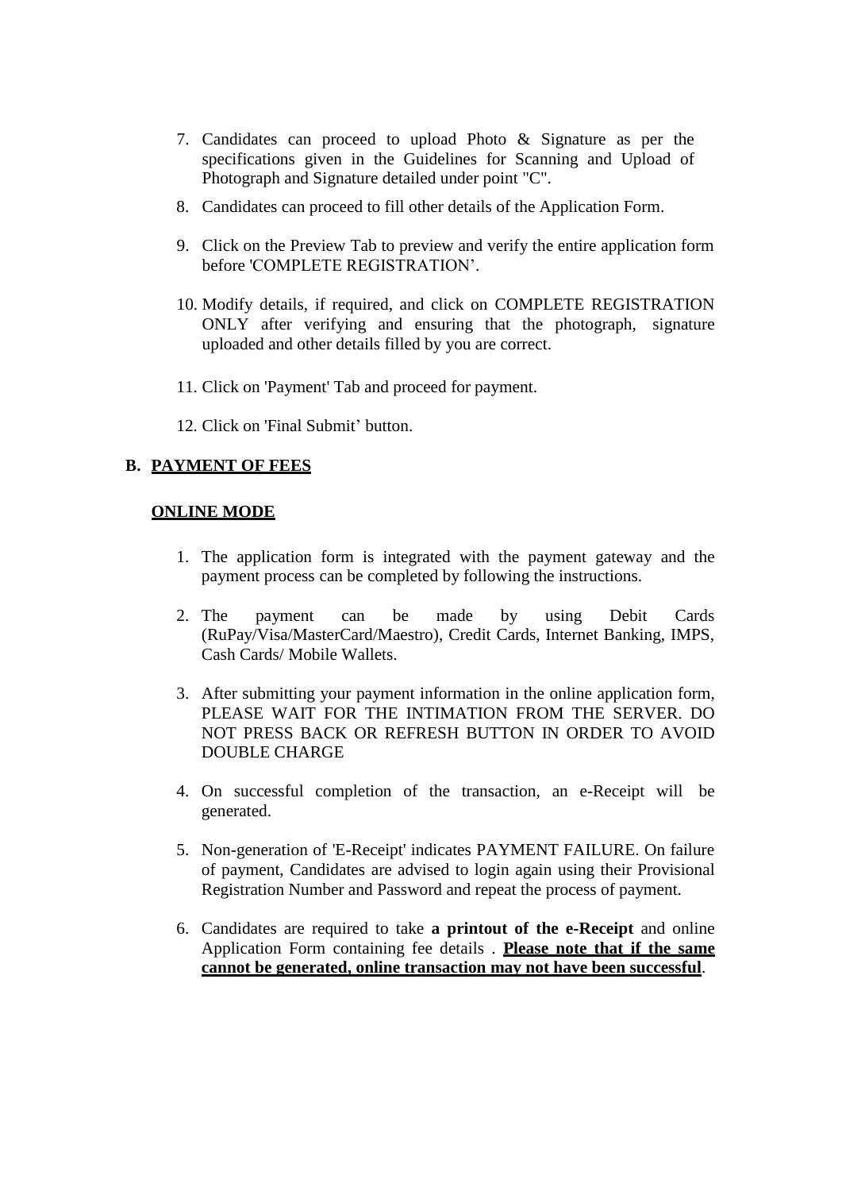7. Candidates can proceed to upload Photo & Signature as per the specifications given in the Guidelines for Scanning and Upload of Photograph and Signature detailed under point "C".

8. Candidates can proceed to fill other details of the Application Form.

9. Click on the Preview Tab to preview and verify the entire application form before 'COMPLETE REGISTRATION'.

10. Modify details, if required, and click on COMPLETE REGISTRATION ONLY after verifying and ensuring that the photograph, signature uploaded and other details filled by you are correct.

11. Click on 'Payment' Tab and proceed for payment.

12. Click on 'Final Submit' button.

## B. <u>PAYMENT OF FEES</u>

### <u>ONLINE MODE</u>

1. The application form is integrated with the payment gateway and the payment process can be completed by following the instructions.

2. The payment can be made by using Debit Cards (RuPay/Visa/MasterCard/Maestro), Credit Cards, Internet Banking, IMPS, Cash Cards/ Mobile Wallets.

3. After submitting your payment information in the online application form, PLEASE WAIT FOR THE INTIMATION FROM THE SERVER. DO NOT PRESS BACK OR REFRESH BUTTON IN ORDER TO AVOID DOUBLE CHARGE

4. On successful completion of the transaction, an e-Receipt will be generated.

5. Non-generation of 'E-Receipt' indicates PAYMENT FAILURE. On failure of payment, Candidates are advised to login again using their Provisional Registration Number and Password and repeat the process of payment.

6. Candidates are required to take **a printout of the e-Receipt** and online Application Form containing fee details . **<u>Please note that if the same cannot be generated, online transaction may not have been successful</u>**.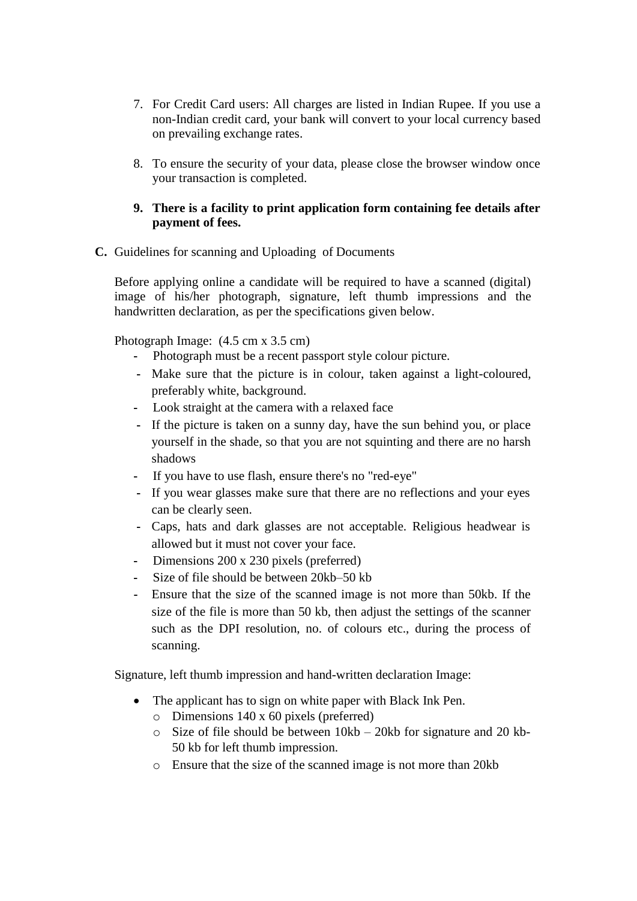7. For Credit Card users: All charges are listed in Indian Rupee. If you use a non-Indian credit card, your bank will convert to your local currency based on prevailing exchange rates.

8. To ensure the security of your data, please close the browser window once your transaction is completed.

9. **There is a facility to print application form containing fee details after payment of fees.**

**C.** Guidelines for scanning and Uploading of Documents

Before applying online a candidate will be required to have a scanned (digital) image of his/her photograph, signature, left thumb impressions and the handwritten declaration, as per the specifications given below.

Photograph Image: (4.5 cm x 3.5 cm)

- Photograph must be a recent passport style colour picture.
- Make sure that the picture is in colour, taken against a light-coloured, preferably white, background.
- Look straight at the camera with a relaxed face
- If the picture is taken on a sunny day, have the sun behind you, or place yourself in the shade, so that you are not squinting and there are no harsh shadows
- If you have to use flash, ensure there's no "red-eye"
- If you wear glasses make sure that there are no reflections and your eyes can be clearly seen.
- Caps, hats and dark glasses are not acceptable. Religious headwear is allowed but it must not cover your face.
- Dimensions 200 x 230 pixels (preferred)
- Size of file should be between 20kb–50 kb
- Ensure that the size of the scanned image is not more than 50kb. If the size of the file is more than 50 kb, then adjust the settings of the scanner such as the DPI resolution, no. of colours etc., during the process of scanning.

Signature, left thumb impression and hand-written declaration Image:

- The applicant has to sign on white paper with Black Ink Pen.
  - Dimensions 140 x 60 pixels (preferred)
  - Size of file should be between 10kb – 20kb for signature and 20 kb-50 kb for left thumb impression.
  - Ensure that the size of the scanned image is not more than 20kb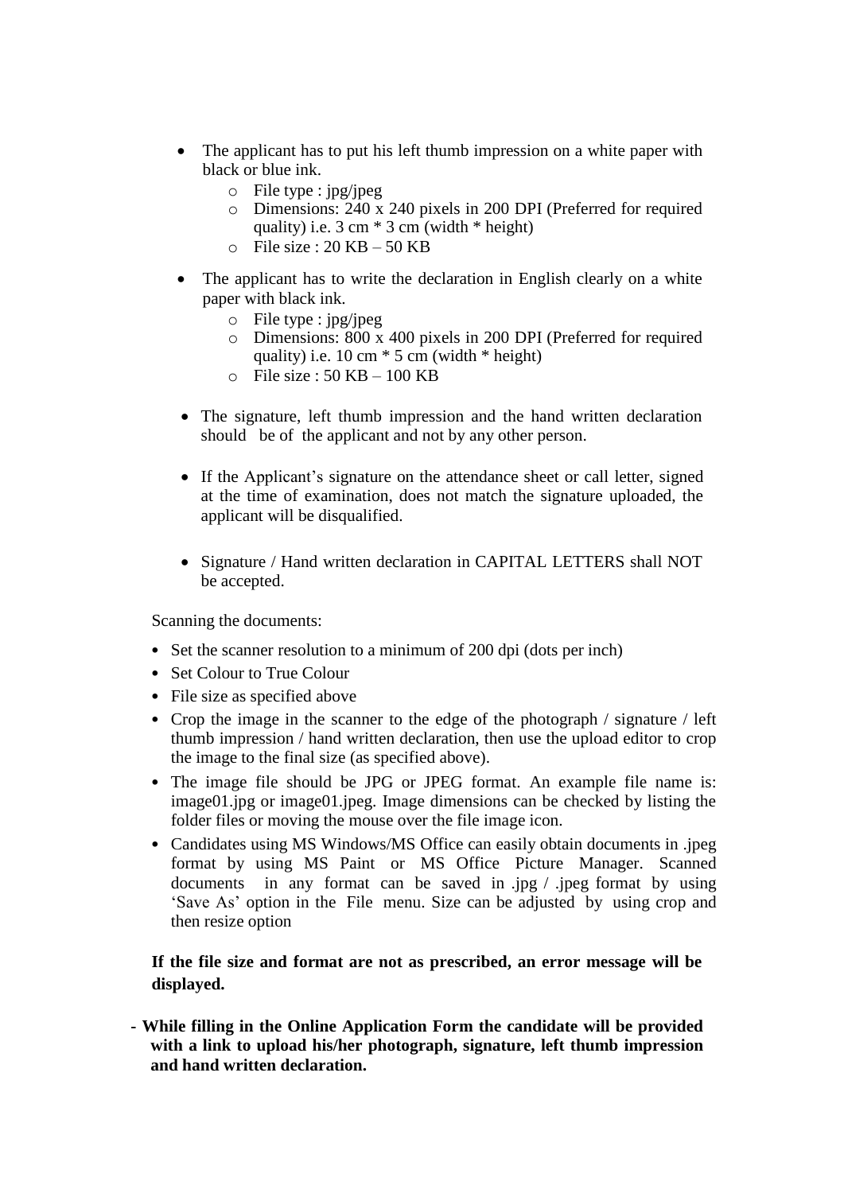- The applicant has to put his left thumb impression on a white paper with black or blue ink.
  - File type : jpg/jpeg
  - Dimensions: 240 x 240 pixels in 200 DPI (Preferred for required quality) i.e. 3 cm * 3 cm (width * height)
  - File size : 20 KB – 50 KB
- The applicant has to write the declaration in English clearly on a white paper with black ink.
  - File type : jpg/jpeg
  - Dimensions: 800 x 400 pixels in 200 DPI (Preferred for required quality) i.e. 10 cm * 5 cm (width * height)
  - File size : 50 KB – 100 KB
- The signature, left thumb impression and the hand written declaration should be of the applicant and not by any other person.
- If the Applicant's signature on the attendance sheet or call letter, signed at the time of examination, does not match the signature uploaded, the applicant will be disqualified.
- Signature / Hand written declaration in CAPITAL LETTERS shall NOT be accepted.

Scanning the documents:

- Set the scanner resolution to a minimum of 200 dpi (dots per inch)
- Set Colour to True Colour
- File size as specified above
- Crop the image in the scanner to the edge of the photograph / signature / left thumb impression / hand written declaration, then use the upload editor to crop the image to the final size (as specified above).
- The image file should be JPG or JPEG format. An example file name is: image01.jpg or image01.jpeg. Image dimensions can be checked by listing the folder files or moving the mouse over the file image icon.
- Candidates using MS Windows/MS Office can easily obtain documents in .jpeg format by using MS Paint or MS Office Picture Manager. Scanned documents in any format can be saved in .jpg / .jpeg format by using 'Save As' option in the File menu. Size can be adjusted by using crop and then resize option

**If the file size and format are not as prescribed, an error message will be displayed.**

**- While filling in the Online Application Form the candidate will be provided with a link to upload his/her photograph, signature, left thumb impression and hand written declaration.**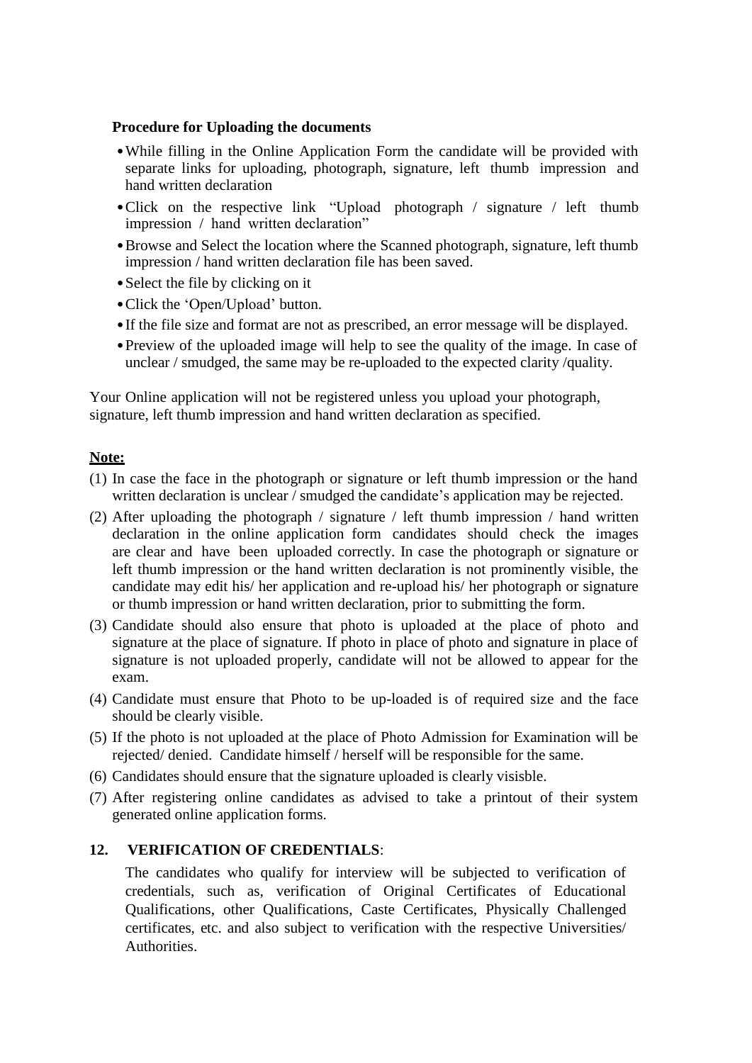**Procedure for Uploading the documents**

- While filling in the Online Application Form the candidate will be provided with separate links for uploading, photograph, signature, left thumb impression and hand written declaration
- Click on the respective link "Upload photograph / signature / left thumb impression / hand written declaration"
- Browse and Select the location where the Scanned photograph, signature, left thumb impression / hand written declaration file has been saved.
- Select the file by clicking on it
- Click the 'Open/Upload' button.
- If the file size and format are not as prescribed, an error message will be displayed.
- Preview of the uploaded image will help to see the quality of the image. In case of unclear / smudged, the same may be re-uploaded to the expected clarity /quality.

Your Online application will not be registered unless you upload your photograph, signature, left thumb impression and hand written declaration as specified.

**Note:**

(1) In case the face in the photograph or signature or left thumb impression or the hand written declaration is unclear / smudged the candidate's application may be rejected.

(2) After uploading the photograph / signature / left thumb impression / hand written declaration in the online application form candidates should check the images are clear and have been uploaded correctly. In case the photograph or signature or left thumb impression or the hand written declaration is not prominently visible, the candidate may edit his/ her application and re-upload his/ her photograph or signature or thumb impression or hand written declaration, prior to submitting the form.

(3) Candidate should also ensure that photo is uploaded at the place of photo and signature at the place of signature. If photo in place of photo and signature in place of signature is not uploaded properly, candidate will not be allowed to appear for the exam.

(4) Candidate must ensure that Photo to be up-loaded is of required size and the face should be clearly visible.

(5) If the photo is not uploaded at the place of Photo Admission for Examination will be rejected/ denied. Candidate himself / herself will be responsible for the same.

(6) Candidates should ensure that the signature uploaded is clearly visisble.

(7) After registering online candidates as advised to take a printout of their system generated online application forms.

**12. VERIFICATION OF CREDENTIALS**:

The candidates who qualify for interview will be subjected to verification of credentials, such as, verification of Original Certificates of Educational Qualifications, other Qualifications, Caste Certificates, Physically Challenged certificates, etc. and also subject to verification with the respective Universities/ Authorities.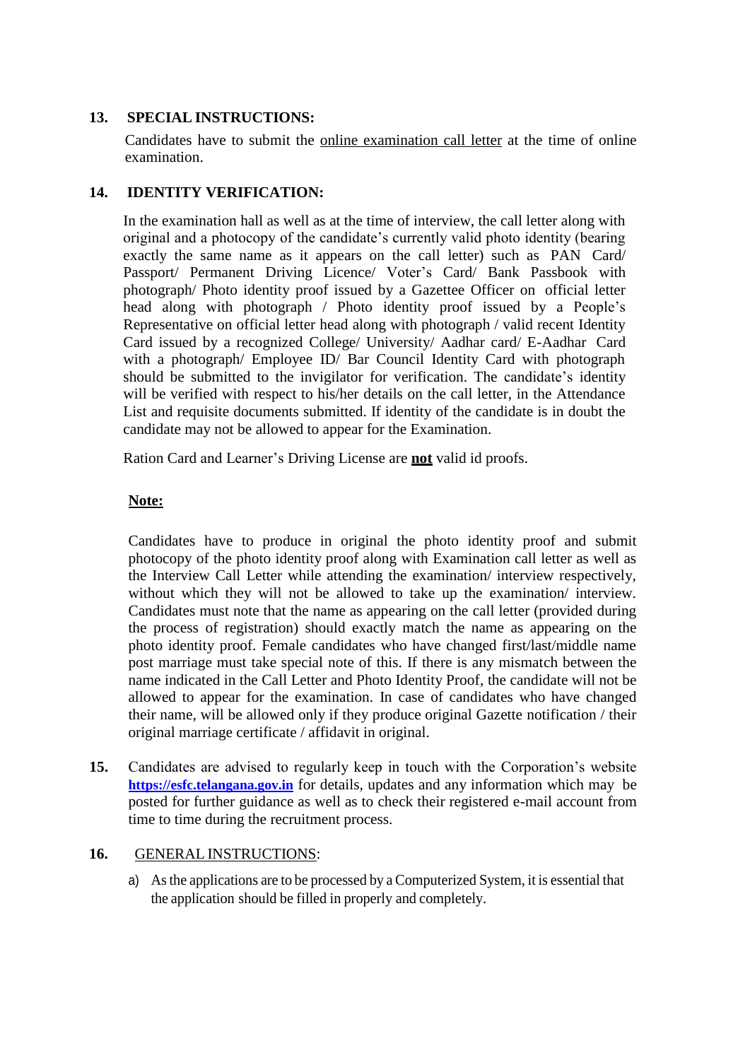**13. SPECIAL INSTRUCTIONS:**

Candidates have to submit the online examination call letter at the time of online examination.

**14. IDENTITY VERIFICATION:**

In the examination hall as well as at the time of interview, the call letter along with original and a photocopy of the candidate's currently valid photo identity (bearing exactly the same name as it appears on the call letter) such as PAN Card/ Passport/ Permanent Driving Licence/ Voter's Card/ Bank Passbook with photograph/ Photo identity proof issued by a Gazettee Officer on official letter head along with photograph / Photo identity proof issued by a People's Representative on official letter head along with photograph / valid recent Identity Card issued by a recognized College/ University/ Aadhar card/ E-Aadhar Card with a photograph/ Employee ID/ Bar Council Identity Card with photograph should be submitted to the invigilator for verification. The candidate's identity will be verified with respect to his/her details on the call letter, in the Attendance List and requisite documents submitted. If identity of the candidate is in doubt the candidate may not be allowed to appear for the Examination.

Ration Card and Learner's Driving License are **not** valid id proofs.

**Note:**

Candidates have to produce in original the photo identity proof and submit photocopy of the photo identity proof along with Examination call letter as well as the Interview Call Letter while attending the examination/ interview respectively, without which they will not be allowed to take up the examination/ interview. Candidates must note that the name as appearing on the call letter (provided during the process of registration) should exactly match the name as appearing on the photo identity proof. Female candidates who have changed first/last/middle name post marriage must take special note of this. If there is any mismatch between the name indicated in the Call Letter and Photo Identity Proof, the candidate will not be allowed to appear for the examination. In case of candidates who have changed their name, will be allowed only if they produce original Gazette notification / their original marriage certificate / affidavit in original.

**15.** Candidates are advised to regularly keep in touch with the Corporation's website **https://esfc.telangana.gov.in** for details, updates and any information which may be posted for further guidance as well as to check their registered e-mail account from time to time during the recruitment process.

**16.** GENERAL INSTRUCTIONS:

a) As the applications are to be processed by a Computerized System, it is essential that the application should be filled in properly and completely.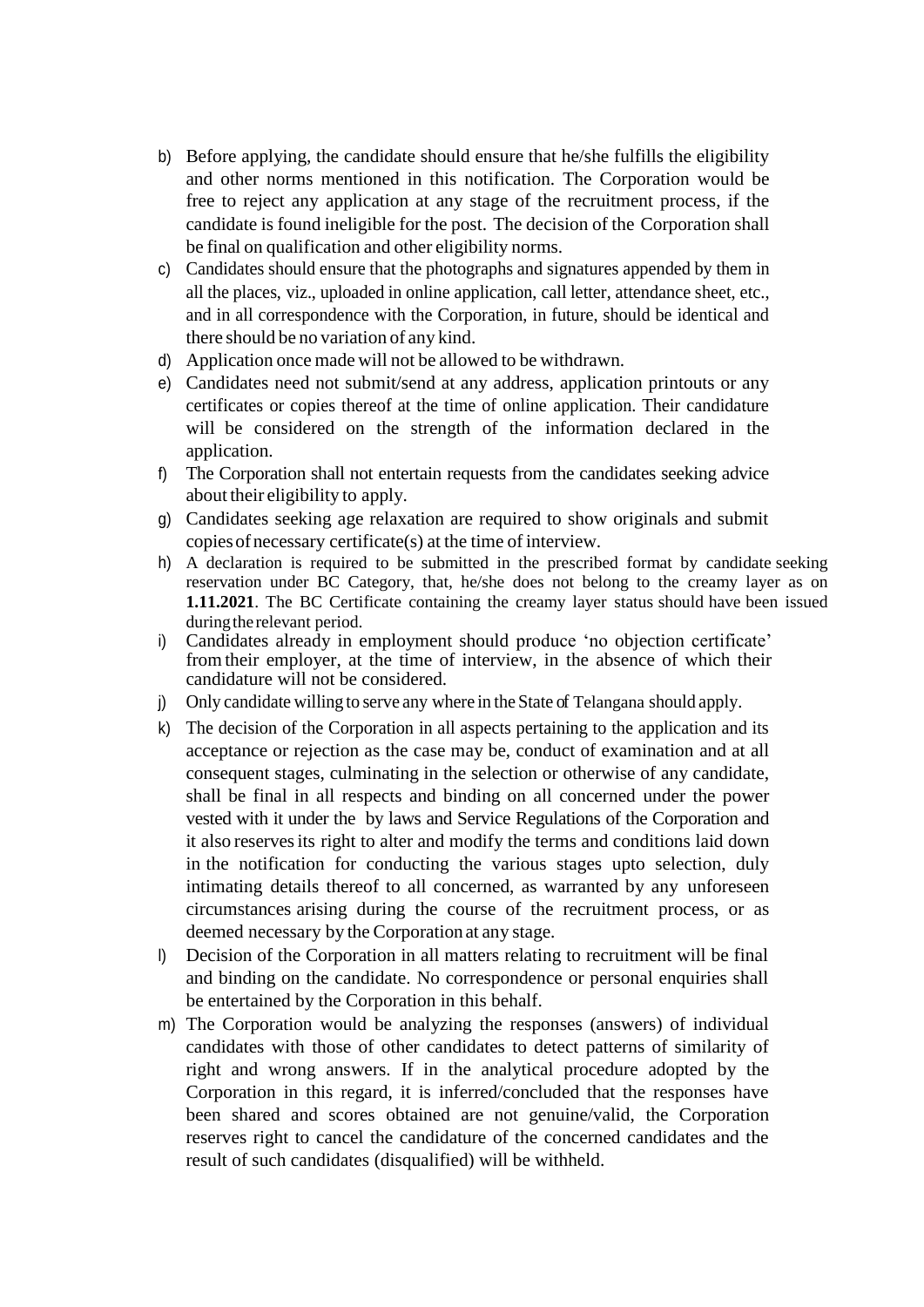b) Before applying, the candidate should ensure that he/she fulfills the eligibility and other norms mentioned in this notification. The Corporation would be free to reject any application at any stage of the recruitment process, if the candidate is found ineligible for the post. The decision of the Corporation shall be final on qualification and other eligibility norms.

c) Candidates should ensure that the photographs and signatures appended by them in all the places, viz., uploaded in online application, call letter, attendance sheet, etc., and in all correspondence with the Corporation, in future, should be identical and there should be no variation of any kind.

d) Application once made will not be allowed to be withdrawn.

e) Candidates need not submit/send at any address, application printouts or any certificates or copies thereof at the time of online application. Their candidature will be considered on the strength of the information declared in the application.

f) The Corporation shall not entertain requests from the candidates seeking advice about their eligibility to apply.

g) Candidates seeking age relaxation are required to show originals and submit copies of necessary certificate(s) at the time of interview.

h) A declaration is required to be submitted in the prescribed format by candidate seeking reservation under BC Category, that, he/she does not belong to the creamy layer as on **1.11.2021**. The BC Certificate containing the creamy layer status should have been issued during the relevant period.

i) Candidates already in employment should produce 'no objection certificate' from their employer, at the time of interview, in the absence of which their candidature will not be considered.

j) Only candidate willing to serve any where in the State of Telangana should apply.

k) The decision of the Corporation in all aspects pertaining to the application and its acceptance or rejection as the case may be, conduct of examination and at all consequent stages, culminating in the selection or otherwise of any candidate, shall be final in all respects and binding on all concerned under the power vested with it under the by laws and Service Regulations of the Corporation and it also reserves its right to alter and modify the terms and conditions laid down in the notification for conducting the various stages upto selection, duly intimating details thereof to all concerned, as warranted by any unforeseen circumstances arising during the course of the recruitment process, or as deemed necessary by the Corporation at any stage.

l) Decision of the Corporation in all matters relating to recruitment will be final and binding on the candidate. No correspondence or personal enquiries shall be entertained by the Corporation in this behalf.

m) The Corporation would be analyzing the responses (answers) of individual candidates with those of other candidates to detect patterns of similarity of right and wrong answers. If in the analytical procedure adopted by the Corporation in this regard, it is inferred/concluded that the responses have been shared and scores obtained are not genuine/valid, the Corporation reserves right to cancel the candidature of the concerned candidates and the result of such candidates (disqualified) will be withheld.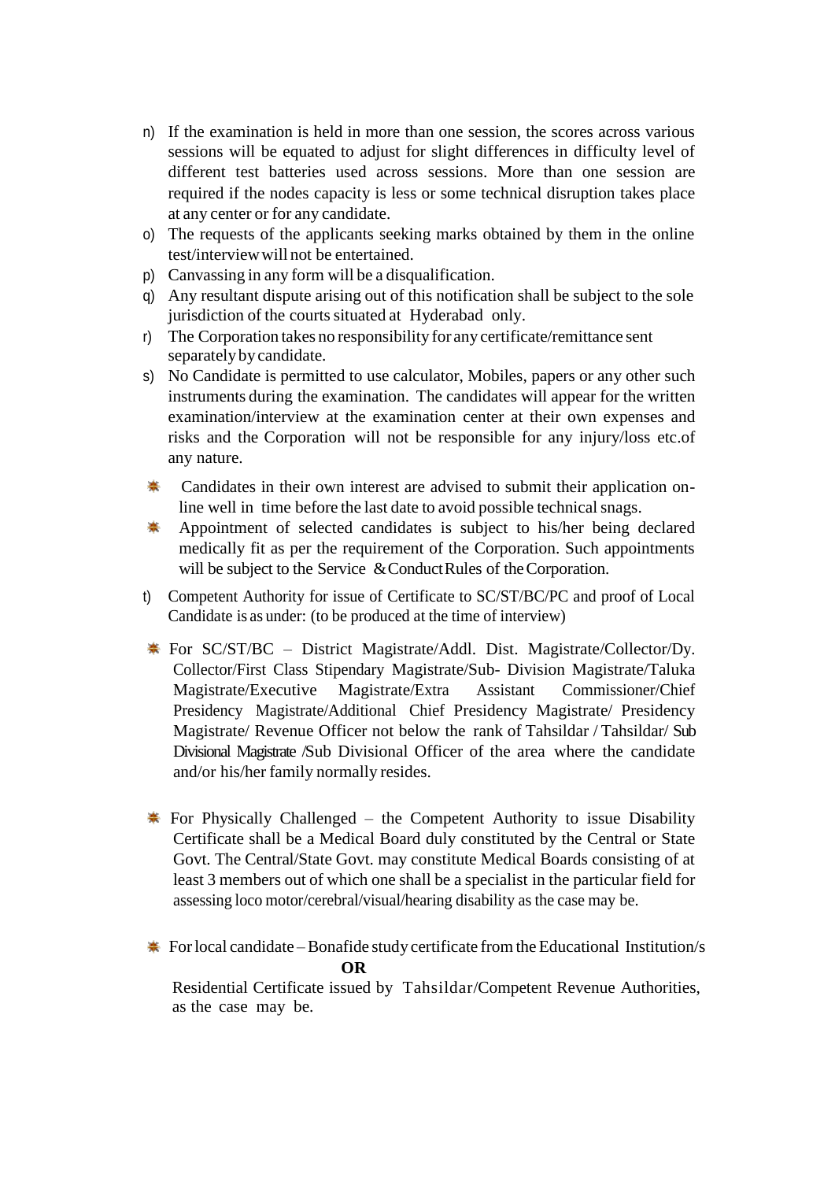n) If the examination is held in more than one session, the scores across various sessions will be equated to adjust for slight differences in difficulty level of different test batteries used across sessions. More than one session are required if the nodes capacity is less or some technical disruption takes place at any center or for any candidate.

o) The requests of the applicants seeking marks obtained by them in the online test/interview will not be entertained.

p) Canvassing in any form will be a disqualification.

q) Any resultant dispute arising out of this notification shall be subject to the sole jurisdiction of the courts situated at Hyderabad only.

r) The Corporation takes no responsibility for any certificate/remittance sent separately by candidate.

s) No Candidate is permitted to use calculator, Mobiles, papers or any other such instruments during the examination. The candidates will appear for the written examination/interview at the examination center at their own expenses and risks and the Corporation will not be responsible for any injury/loss etc.of any nature.

- Candidates in their own interest are advised to submit their application on-line well in time before the last date to avoid possible technical snags.
- Appointment of selected candidates is subject to his/her being declared medically fit as per the requirement of the Corporation. Such appointments will be subject to the Service & Conduct Rules of the Corporation.

t) Competent Authority for issue of Certificate to SC/ST/BC/PC and proof of Local Candidate is as under: (to be produced at the time of interview)

- For SC/ST/BC – District Magistrate/Addl. Dist. Magistrate/Collector/Dy. Collector/First Class Stipendary Magistrate/Sub- Division Magistrate/Taluka Magistrate/Executive Magistrate/Extra Assistant Commissioner/Chief Presidency Magistrate/Additional Chief Presidency Magistrate/ Presidency Magistrate/ Revenue Officer not below the rank of Tahsildar / Tahsildar/ Sub Divisional Magistrate /Sub Divisional Officer of the area where the candidate and/or his/her family normally resides.

- For Physically Challenged – the Competent Authority to issue Disability Certificate shall be a Medical Board duly constituted by the Central or State Govt. The Central/State Govt. may constitute Medical Boards consisting of at least 3 members out of which one shall be a specialist in the particular field for assessing loco motor/cerebral/visual/hearing disability as the case may be.

- For local candidate – Bonafide study certificate from the Educational Institution/s

  **OR**

  Residential Certificate issued by Tahsildar/Competent Revenue Authorities, as the case may be.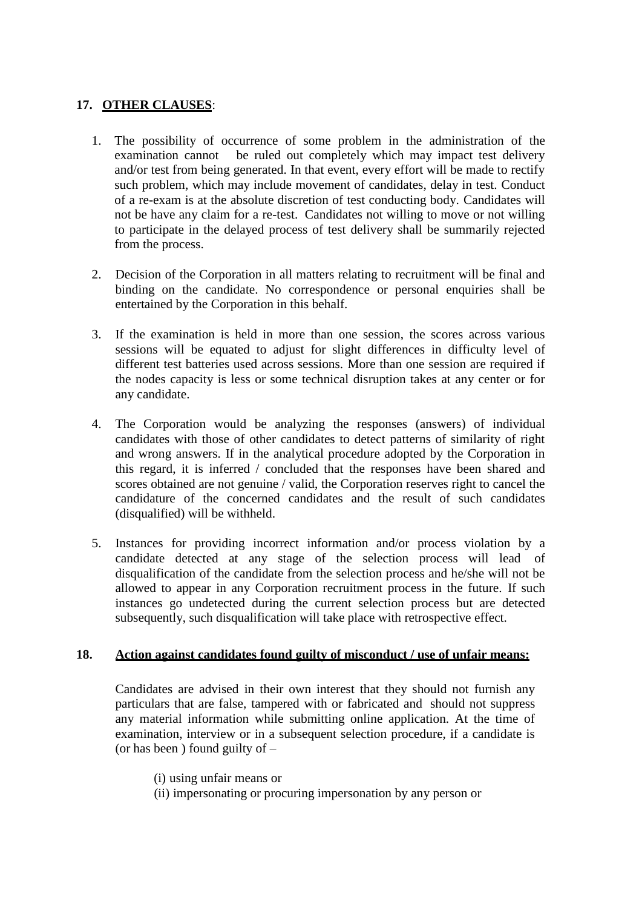## 17. OTHER CLAUSES:

1. The possibility of occurrence of some problem in the administration of the examination cannot be ruled out completely which may impact test delivery and/or test from being generated. In that event, every effort will be made to rectify such problem, which may include movement of candidates, delay in test. Conduct of a re-exam is at the absolute discretion of test conducting body. Candidates will not be have any claim for a re-test. Candidates not willing to move or not willing to participate in the delayed process of test delivery shall be summarily rejected from the process.

2. Decision of the Corporation in all matters relating to recruitment will be final and binding on the candidate. No correspondence or personal enquiries shall be entertained by the Corporation in this behalf.

3. If the examination is held in more than one session, the scores across various sessions will be equated to adjust for slight differences in difficulty level of different test batteries used across sessions. More than one session are required if the nodes capacity is less or some technical disruption takes at any center or for any candidate.

4. The Corporation would be analyzing the responses (answers) of individual candidates with those of other candidates to detect patterns of similarity of right and wrong answers. If in the analytical procedure adopted by the Corporation in this regard, it is inferred / concluded that the responses have been shared and scores obtained are not genuine / valid, the Corporation reserves right to cancel the candidature of the concerned candidates and the result of such candidates (disqualified) will be withheld.

5. Instances for providing incorrect information and/or process violation by a candidate detected at any stage of the selection process will lead of disqualification of the candidate from the selection process and he/she will not be allowed to appear in any Corporation recruitment process in the future. If such instances go undetected during the current selection process but are detected subsequently, such disqualification will take place with retrospective effect.

## 18. Action against candidates found guilty of misconduct / use of unfair means:

Candidates are advised in their own interest that they should not furnish any particulars that are false, tampered with or fabricated and should not suppress any material information while submitting online application. At the time of examination, interview or in a subsequent selection procedure, if a candidate is (or has been ) found guilty of –

(i) using unfair means or
(ii) impersonating or procuring impersonation by any person or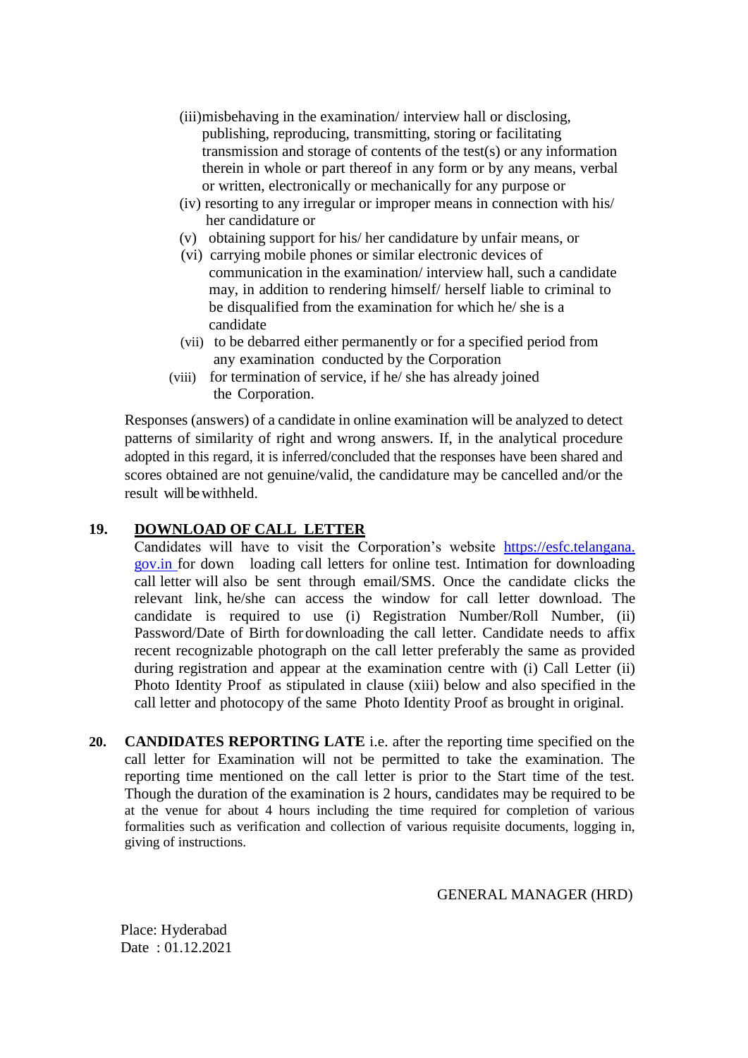(iii) misbehaving in the examination/ interview hall or disclosing, publishing, reproducing, transmitting, storing or facilitating transmission and storage of contents of the test(s) or any information therein in whole or part thereof in any form or by any means, verbal or written, electronically or mechanically for any purpose or

(iv) resorting to any irregular or improper means in connection with his/ her candidature or

(v) obtaining support for his/ her candidature by unfair means, or

(vi) carrying mobile phones or similar electronic devices of communication in the examination/ interview hall, such a candidate may, in addition to rendering himself/ herself liable to criminal to be disqualified from the examination for which he/ she is a candidate

(vii) to be debarred either permanently or for a specified period from any examination conducted by the Corporation

(viii) for termination of service, if he/ she has already joined the Corporation.

Responses (answers) of a candidate in online examination will be analyzed to detect patterns of similarity of right and wrong answers. If, in the analytical procedure adopted in this regard, it is inferred/concluded that the responses have been shared and scores obtained are not genuine/valid, the candidature may be cancelled and/or the result will be withheld.

**19. DOWNLOAD OF CALL LETTER**

Candidates will have to visit the Corporation's website https://esfc.telangana.gov.in for down loading call letters for online test. Intimation for downloading call letter will also be sent through email/SMS. Once the candidate clicks the relevant link, he/she can access the window for call letter download. The candidate is required to use (i) Registration Number/Roll Number, (ii) Password/Date of Birth for downloading the call letter. Candidate needs to affix recent recognizable photograph on the call letter preferably the same as provided during registration and appear at the examination centre with (i) Call Letter (ii) Photo Identity Proof as stipulated in clause (xiii) below and also specified in the call letter and photocopy of the same Photo Identity Proof as brought in original.

**20. CANDIDATES REPORTING LATE** i.e. after the reporting time specified on the call letter for Examination will not be permitted to take the examination. The reporting time mentioned on the call letter is prior to the Start time of the test. Though the duration of the examination is 2 hours, candidates may be required to be at the venue for about 4 hours including the time required for completion of various formalities such as verification and collection of various requisite documents, logging in, giving of instructions.

GENERAL MANAGER (HRD)

Place: Hyderabad
Date : 01.12.2021